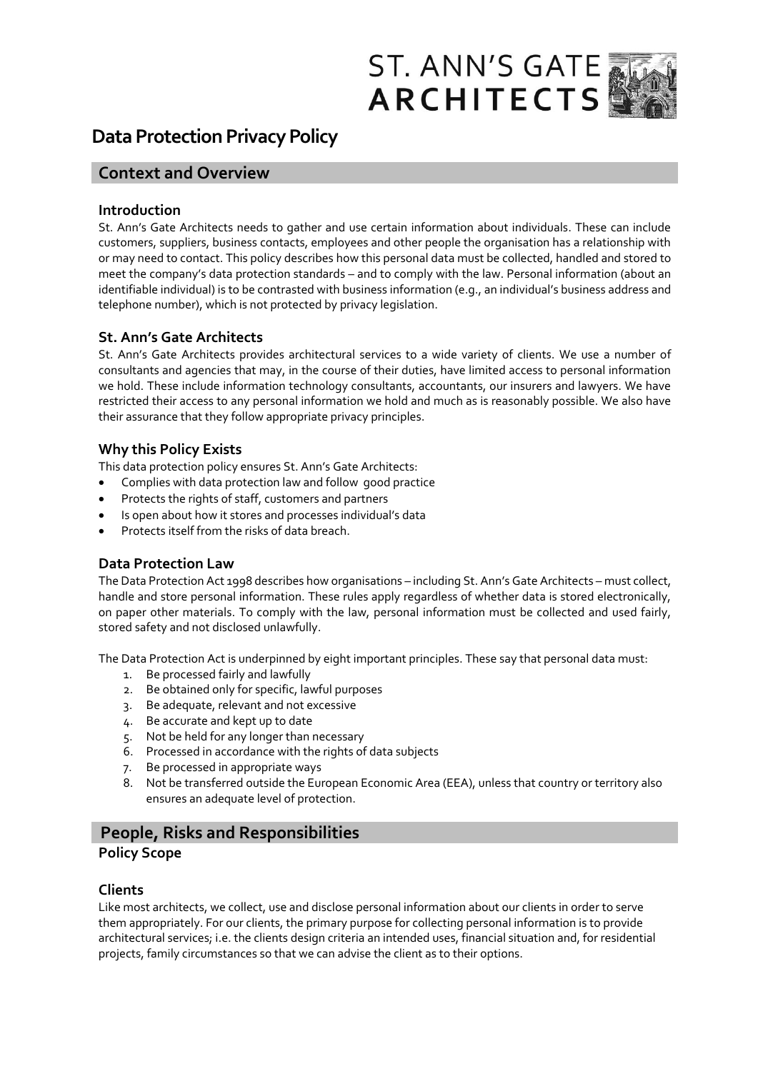ST. ANN'S GATE **ARCHITECTS**

# Data Protection Privacy Policy

## Context and Overview

### Introduction

St. Ann's Gate Architects needs to gather and use certain information about individuals. These can include customers, suppliers, business contacts, employees and other people the organisation has a relationship with or may need to contact. This policy describes how this personal data must be collected, handled and stored to meet the company's data protection standards – and to comply with the law. Personal information (about an identifiable individual) is to be contrasted with business information (e.g., an individual's business address and telephone number), which is not protected by privacy legislation.

### St. Ann's Gate Architects

St. Ann's Gate Architects provides architectural services to a wide variety of clients. We use a number of consultants and agencies that may, in the course of their duties, have limited access to personal information we hold. These include information technology consultants, accountants, our insurers and lawyers. We have restricted their access to any personal information we hold and much as is reasonably possible. We also have their assurance that they follow appropriate privacy principles.

### Why this Policy Exists

This data protection policy ensures St. Ann's Gate Architects:

- Complies with data protection law and follow good practice
- Protects the rights of staff, customers and partners
- Is open about how it stores and processes individual's data
- Protects itself from the risks of data breach.

### Data Protection Law

The Data Protection Act 1998 describes how organisations – including St. Ann's Gate Architects – must collect, handle and store personal information. These rules apply regardless of whether data is stored electronically, on paper other materials. To comply with the law, personal information must be collected and used fairly, stored safety and not disclosed unlawfully.

The Data Protection Act is underpinned by eight important principles. These say that personal data must:

1. Be processed fairly and lawfully
2. Be obtained only for specific, lawful purposes
3. Be adequate, relevant and not excessive
4. Be accurate and kept up to date
5. Not be held for any longer than necessary
6. Processed in accordance with the rights of data subjects
7. Be processed in appropriate ways
8. Not be transferred outside the European Economic Area (EEA), unless that country or territory also ensures an adequate level of protection.

## People, Risks and Responsibilities

### Policy Scope

### Clients

Like most architects, we collect, use and disclose personal information about our clients in order to serve them appropriately. For our clients, the primary purpose for collecting personal information is to provide architectural services; i.e. the clients design criteria an intended uses, financial situation and, for residential projects, family circumstances so that we can advise the client as to their options.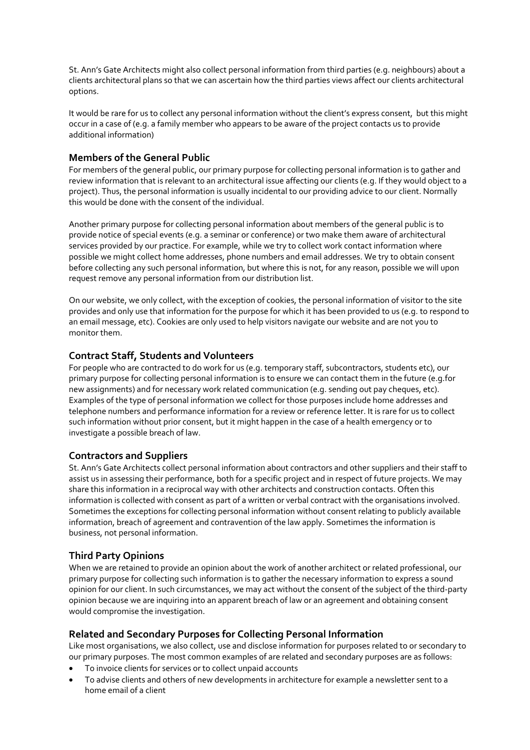St. Ann's Gate Architects might also collect personal information from third parties (e.g. neighbours) about a clients architectural plans so that we can ascertain how the third parties views affect our clients architectural options.

It would be rare for us to collect any personal information without the client's express consent, but this might occur in a case of (e.g. a family member who appears to be aware of the project contacts us to provide additional information)

## Members of the General Public

For members of the general public, our primary purpose for collecting personal information is to gather and review information that is relevant to an architectural issue affecting our clients (e.g. If they would object to a project). Thus, the personal information is usually incidental to our providing advice to our client. Normally this would be done with the consent of the individual.

Another primary purpose for collecting personal information about members of the general public is to provide notice of special events (e.g. a seminar or conference) or two make them aware of architectural services provided by our practice. For example, while we try to collect work contact information where possible we might collect home addresses, phone numbers and email addresses. We try to obtain consent before collecting any such personal information, but where this is not, for any reason, possible we will upon request remove any personal information from our distribution list.

On our website, we only collect, with the exception of cookies, the personal information of visitor to the site provides and only use that information for the purpose for which it has been provided to us (e.g. to respond to an email message, etc). Cookies are only used to help visitors navigate our website and are not you to monitor them.

## Contract Staff, Students and Volunteers

For people who are contracted to do work for us (e.g. temporary staff, subcontractors, students etc), our primary purpose for collecting personal information is to ensure we can contact them in the future (e.g.for new assignments) and for necessary work related communication (e.g. sending out pay cheques, etc). Examples of the type of personal information we collect for those purposes include home addresses and telephone numbers and performance information for a review or reference letter. It is rare for us to collect such information without prior consent, but it might happen in the case of a health emergency or to investigate a possible breach of law.

## Contractors and Suppliers

St. Ann's Gate Architects collect personal information about contractors and other suppliers and their staff to assist us in assessing their performance, both for a specific project and in respect of future projects. We may share this information in a reciprocal way with other architects and construction contacts. Often this information is collected with consent as part of a written or verbal contract with the organisations involved. Sometimes the exceptions for collecting personal information without consent relating to publicly available information, breach of agreement and contravention of the law apply. Sometimes the information is business, not personal information.

## Third Party Opinions

When we are retained to provide an opinion about the work of another architect or related professional, our primary purpose for collecting such information is to gather the necessary information to express a sound opinion for our client. In such circumstances, we may act without the consent of the subject of the third-party opinion because we are inquiring into an apparent breach of law or an agreement and obtaining consent would compromise the investigation.

## Related and Secondary Purposes for Collecting Personal Information

Like most organisations, we also collect, use and disclose information for purposes related to or secondary to our primary purposes. The most common examples of are related and secondary purposes are as follows:

- To invoice clients for services or to collect unpaid accounts
- To advise clients and others of new developments in architecture for example a newsletter sent to a home email of a client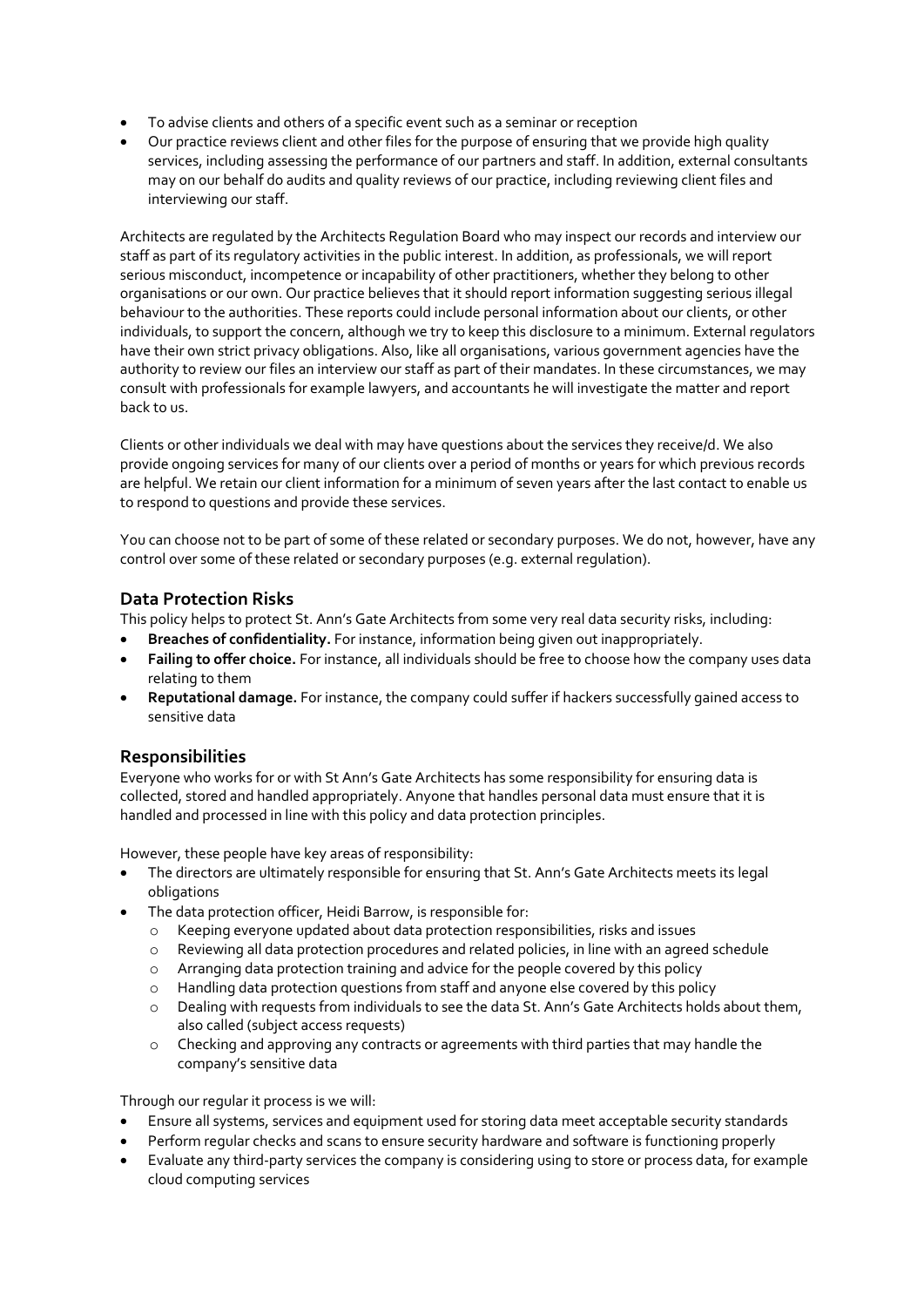- To advise clients and others of a specific event such as a seminar or reception
- Our practice reviews client and other files for the purpose of ensuring that we provide high quality services, including assessing the performance of our partners and staff. In addition, external consultants may on our behalf do audits and quality reviews of our practice, including reviewing client files and interviewing our staff.

Architects are regulated by the Architects Regulation Board who may inspect our records and interview our staff as part of its regulatory activities in the public interest. In addition, as professionals, we will report serious misconduct, incompetence or incapability of other practitioners, whether they belong to other organisations or our own. Our practice believes that it should report information suggesting serious illegal behaviour to the authorities. These reports could include personal information about our clients, or other individuals, to support the concern, although we try to keep this disclosure to a minimum. External regulators have their own strict privacy obligations. Also, like all organisations, various government agencies have the authority to review our files an interview our staff as part of their mandates. In these circumstances, we may consult with professionals for example lawyers, and accountants he will investigate the matter and report back to us.

Clients or other individuals we deal with may have questions about the services they receive/d. We also provide ongoing services for many of our clients over a period of months or years for which previous records are helpful. We retain our client information for a minimum of seven years after the last contact to enable us to respond to questions and provide these services.

You can choose not to be part of some of these related or secondary purposes. We do not, however, have any control over some of these related or secondary purposes (e.g. external regulation).

## Data Protection Risks

This policy helps to protect St. Ann's Gate Architects from some very real data security risks, including:

- **Breaches of confidentiality.** For instance, information being given out inappropriately.
- **Failing to offer choice.** For instance, all individuals should be free to choose how the company uses data relating to them
- **Reputational damage.** For instance, the company could suffer if hackers successfully gained access to sensitive data

## Responsibilities

Everyone who works for or with St Ann's Gate Architects has some responsibility for ensuring data is collected, stored and handled appropriately. Anyone that handles personal data must ensure that it is handled and processed in line with this policy and data protection principles.

However, these people have key areas of responsibility:

- The directors are ultimately responsible for ensuring that St. Ann's Gate Architects meets its legal obligations
- The data protection officer, Heidi Barrow, is responsible for:
  - Keeping everyone updated about data protection responsibilities, risks and issues
  - Reviewing all data protection procedures and related policies, in line with an agreed schedule
  - Arranging data protection training and advice for the people covered by this policy
  - Handling data protection questions from staff and anyone else covered by this policy
  - Dealing with requests from individuals to see the data St. Ann's Gate Architects holds about them, also called (subject access requests)
  - Checking and approving any contracts or agreements with third parties that may handle the company's sensitive data

Through our regular it process is we will:

- Ensure all systems, services and equipment used for storing data meet acceptable security standards
- Perform regular checks and scans to ensure security hardware and software is functioning properly
- Evaluate any third-party services the company is considering using to store or process data, for example cloud computing services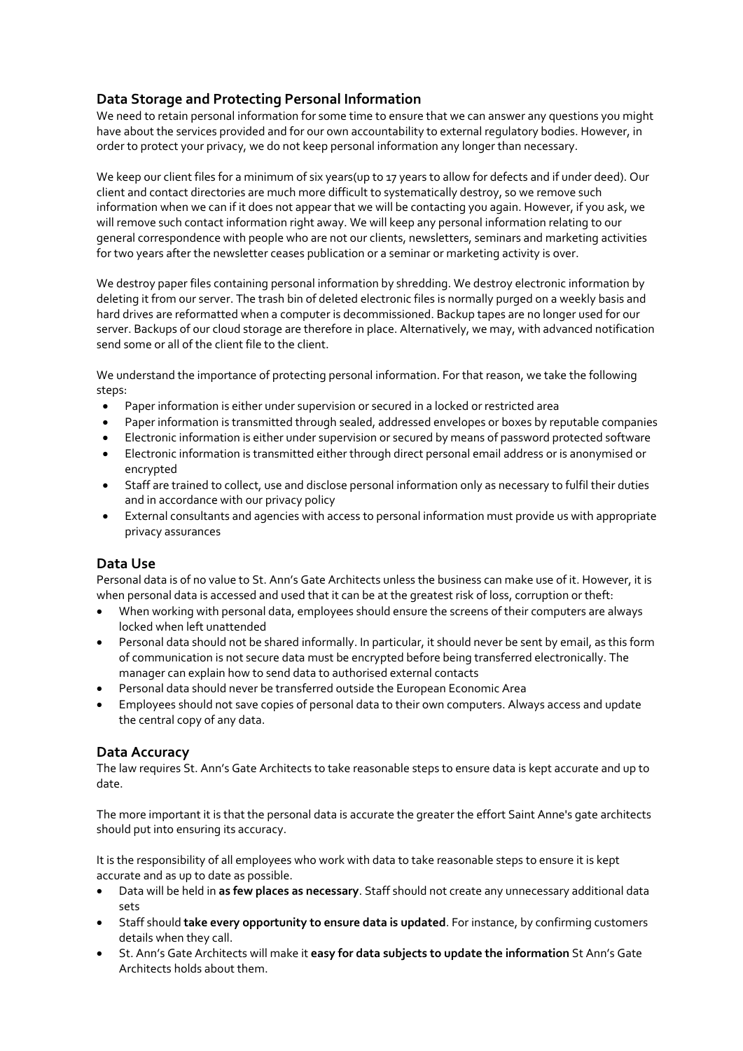## Data Storage and Protecting Personal Information

We need to retain personal information for some time to ensure that we can answer any questions you might have about the services provided and for our own accountability to external regulatory bodies. However, in order to protect your privacy, we do not keep personal information any longer than necessary.

We keep our client files for a minimum of six years(up to 17 years to allow for defects and if under deed). Our client and contact directories are much more difficult to systematically destroy, so we remove such information when we can if it does not appear that we will be contacting you again. However, if you ask, we will remove such contact information right away. We will keep any personal information relating to our general correspondence with people who are not our clients, newsletters, seminars and marketing activities for two years after the newsletter ceases publication or a seminar or marketing activity is over.

We destroy paper files containing personal information by shredding. We destroy electronic information by deleting it from our server. The trash bin of deleted electronic files is normally purged on a weekly basis and hard drives are reformatted when a computer is decommissioned. Backup tapes are no longer used for our server. Backups of our cloud storage are therefore in place. Alternatively, we may, with advanced notification send some or all of the client file to the client.

We understand the importance of protecting personal information. For that reason, we take the following steps:

- Paper information is either under supervision or secured in a locked or restricted area
- Paper information is transmitted through sealed, addressed envelopes or boxes by reputable companies
- Electronic information is either under supervision or secured by means of password protected software
- Electronic information is transmitted either through direct personal email address or is anonymised or encrypted
- Staff are trained to collect, use and disclose personal information only as necessary to fulfil their duties and in accordance with our privacy policy
- External consultants and agencies with access to personal information must provide us with appropriate privacy assurances

## Data Use

Personal data is of no value to St. Ann's Gate Architects unless the business can make use of it. However, it is when personal data is accessed and used that it can be at the greatest risk of loss, corruption or theft:

- When working with personal data, employees should ensure the screens of their computers are always locked when left unattended
- Personal data should not be shared informally. In particular, it should never be sent by email, as this form of communication is not secure data must be encrypted before being transferred electronically. The manager can explain how to send data to authorised external contacts
- Personal data should never be transferred outside the European Economic Area
- Employees should not save copies of personal data to their own computers. Always access and update the central copy of any data.

## Data Accuracy

The law requires St. Ann's Gate Architects to take reasonable steps to ensure data is kept accurate and up to date.

The more important it is that the personal data is accurate the greater the effort Saint Anne's gate architects should put into ensuring its accuracy.

It is the responsibility of all employees who work with data to take reasonable steps to ensure it is kept accurate and as up to date as possible.

- Data will be held in **as few places as necessary**. Staff should not create any unnecessary additional data sets
- Staff should **take every opportunity to ensure data is updated**. For instance, by confirming customers details when they call.
- St. Ann's Gate Architects will make it **easy for data subjects to update the information** St Ann's Gate Architects holds about them.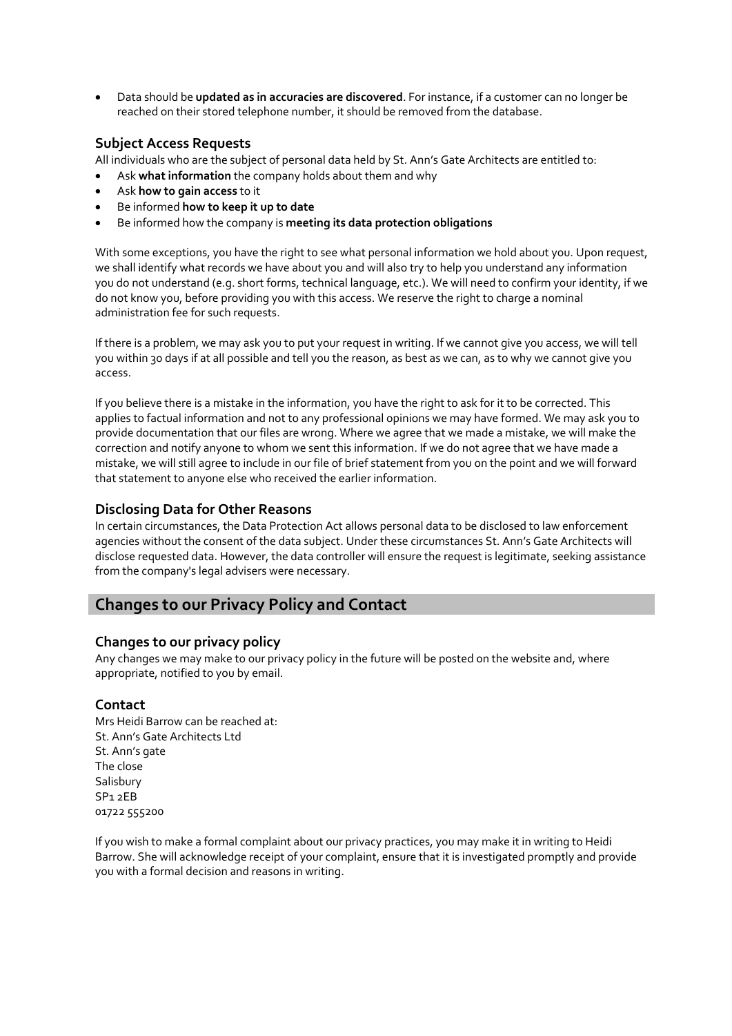- Data should be **updated as in accuracies are discovered**. For instance, if a customer can no longer be reached on their stored telephone number, it should be removed from the database.

### Subject Access Requests

All individuals who are the subject of personal data held by St. Ann's Gate Architects are entitled to:

- Ask **what information** the company holds about them and why
- Ask **how to gain access** to it
- Be informed **how to keep it up to date**
- Be informed how the company is **meeting its data protection obligations**

With some exceptions, you have the right to see what personal information we hold about you. Upon request, we shall identify what records we have about you and will also try to help you understand any information you do not understand (e.g. short forms, technical language, etc.). We will need to confirm your identity, if we do not know you, before providing you with this access. We reserve the right to charge a nominal administration fee for such requests.

If there is a problem, we may ask you to put your request in writing. If we cannot give you access, we will tell you within 30 days if at all possible and tell you the reason, as best as we can, as to why we cannot give you access.

If you believe there is a mistake in the information, you have the right to ask for it to be corrected. This applies to factual information and not to any professional opinions we may have formed. We may ask you to provide documentation that our files are wrong. Where we agree that we made a mistake, we will make the correction and notify anyone to whom we sent this information. If we do not agree that we have made a mistake, we will still agree to include in our file of brief statement from you on the point and we will forward that statement to anyone else who received the earlier information.

### Disclosing Data for Other Reasons

In certain circumstances, the Data Protection Act allows personal data to be disclosed to law enforcement agencies without the consent of the data subject. Under these circumstances St. Ann's Gate Architects will disclose requested data. However, the data controller will ensure the request is legitimate, seeking assistance from the company's legal advisers were necessary.

## Changes to our Privacy Policy and Contact

### Changes to our privacy policy

Any changes we may make to our privacy policy in the future will be posted on the website and, where appropriate, notified to you by email.

### Contact

Mrs Heidi Barrow can be reached at:
St. Ann's Gate Architects Ltd
St. Ann's gate
The close
Salisbury
SP1 2EB
01722 555200

If you wish to make a formal complaint about our privacy practices, you may make it in writing to Heidi Barrow. She will acknowledge receipt of your complaint, ensure that it is investigated promptly and provide you with a formal decision and reasons in writing.